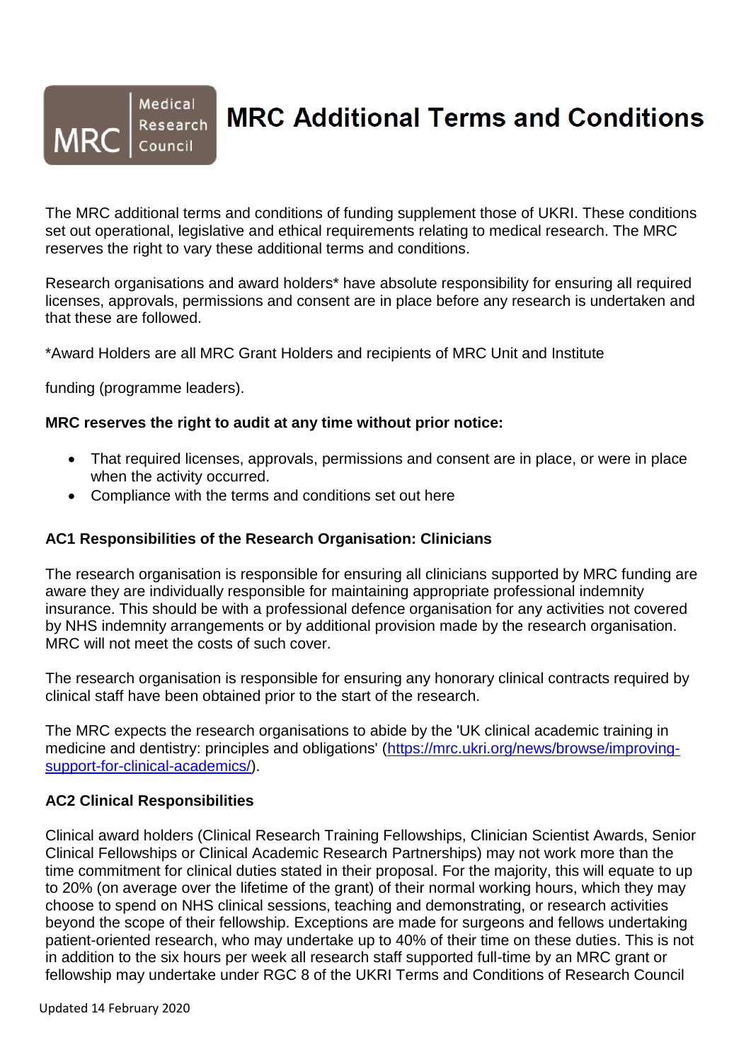# MRC Additional Terms and Conditions

The MRC additional terms and conditions of funding supplement those of UKRI. These conditions set out operational, legislative and ethical requirements relating to medical research. The MRC reserves the right to vary these additional terms and conditions.

Research organisations and award holders* have absolute responsibility for ensuring all required licenses, approvals, permissions and consent are in place before any research is undertaken and that these are followed.

*Award Holders are all MRC Grant Holders and recipients of MRC Unit and Institute

funding (programme leaders).

**MRC reserves the right to audit at any time without prior notice:**

- That required licenses, approvals, permissions and consent are in place, or were in place when the activity occurred.
- Compliance with the terms and conditions set out here

### AC1 Responsibilities of the Research Organisation: Clinicians

The research organisation is responsible for ensuring all clinicians supported by MRC funding are aware they are individually responsible for maintaining appropriate professional indemnity insurance. This should be with a professional defence organisation for any activities not covered by NHS indemnity arrangements or by additional provision made by the research organisation. MRC will not meet the costs of such cover.

The research organisation is responsible for ensuring any honorary clinical contracts required by clinical staff have been obtained prior to the start of the research.

The MRC expects the research organisations to abide by the 'UK clinical academic training in medicine and dentistry: principles and obligations' ([https://mrc.ukri.org/news/browse/improving-support-for-clinical-academics/](https://mrc.ukri.org/news/browse/improving-support-for-clinical-academics/)).

### AC2 Clinical Responsibilities

Clinical award holders (Clinical Research Training Fellowships, Clinician Scientist Awards, Senior Clinical Fellowships or Clinical Academic Research Partnerships) may not work more than the time commitment for clinical duties stated in their proposal. For the majority, this will equate to up to 20% (on average over the lifetime of the grant) of their normal working hours, which they may choose to spend on NHS clinical sessions, teaching and demonstrating, or research activities beyond the scope of their fellowship. Exceptions are made for surgeons and fellows undertaking patient-oriented research, who may undertake up to 40% of their time on these duties. This is not in addition to the six hours per week all research staff supported full-time by an MRC grant or fellowship may undertake under RGC 8 of the UKRI Terms and Conditions of Research Council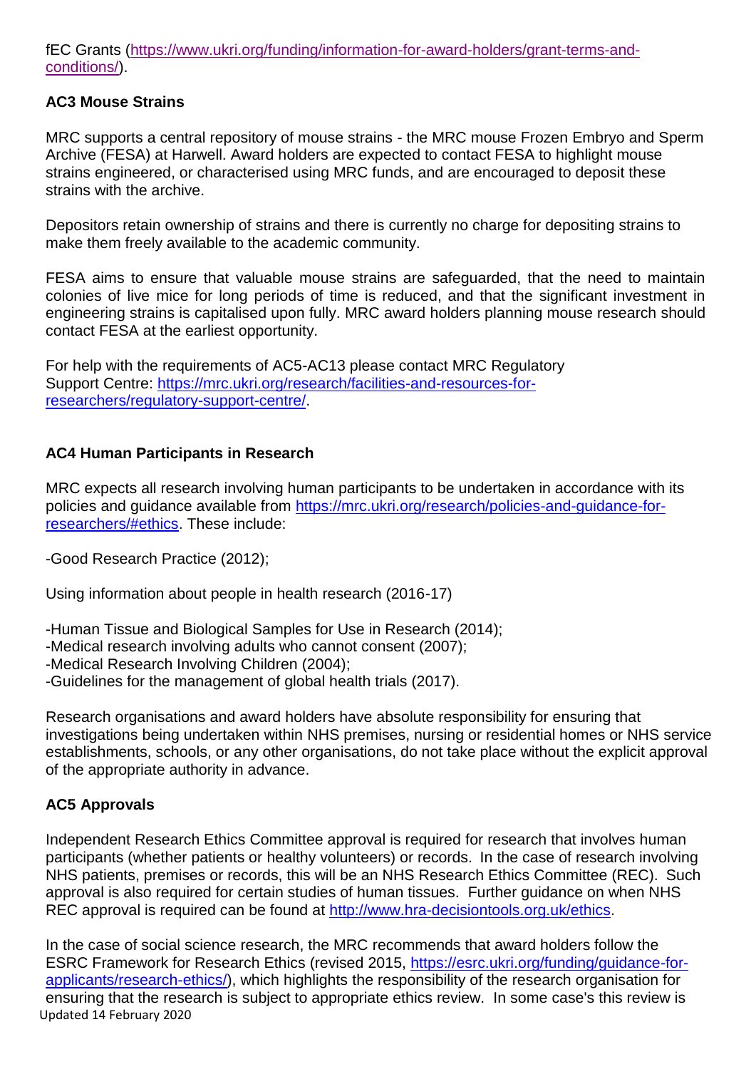fEC Grants (https://www.ukri.org/funding/information-for-award-holders/grant-terms-and-conditions/).

**AC3 Mouse Strains**

MRC supports a central repository of mouse strains - the MRC mouse Frozen Embryo and Sperm Archive (FESA) at Harwell. Award holders are expected to contact FESA to highlight mouse strains engineered, or characterised using MRC funds, and are encouraged to deposit these strains with the archive.

Depositors retain ownership of strains and there is currently no charge for depositing strains to make them freely available to the academic community.

FESA aims to ensure that valuable mouse strains are safeguarded, that the need to maintain colonies of live mice for long periods of time is reduced, and that the significant investment in engineering strains is capitalised upon fully. MRC award holders planning mouse research should contact FESA at the earliest opportunity.

For help with the requirements of AC5-AC13 please contact MRC Regulatory Support Centre: https://mrc.ukri.org/research/facilities-and-resources-for-researchers/regulatory-support-centre/.

**AC4 Human Participants in Research**

MRC expects all research involving human participants to be undertaken in accordance with its policies and guidance available from https://mrc.ukri.org/research/policies-and-guidance-for-researchers/#ethics. These include:

-Good Research Practice (2012);

Using information about people in health research (2016-17)

-Human Tissue and Biological Samples for Use in Research (2014);
-Medical research involving adults who cannot consent (2007);
-Medical Research Involving Children (2004);
-Guidelines for the management of global health trials (2017).

Research organisations and award holders have absolute responsibility for ensuring that investigations being undertaken within NHS premises, nursing or residential homes or NHS service establishments, schools, or any other organisations, do not take place without the explicit approval of the appropriate authority in advance.

**AC5 Approvals**

Independent Research Ethics Committee approval is required for research that involves human participants (whether patients or healthy volunteers) or records. In the case of research involving NHS patients, premises or records, this will be an NHS Research Ethics Committee (REC). Such approval is also required for certain studies of human tissues. Further guidance on when NHS REC approval is required can be found at http://www.hra-decisiontools.org.uk/ethics.

In the case of social science research, the MRC recommends that award holders follow the ESRC Framework for Research Ethics (revised 2015, https://esrc.ukri.org/funding/guidance-for-applicants/research-ethics/), which highlights the responsibility of the research organisation for ensuring that the research is subject to appropriate ethics review. In some case's this review is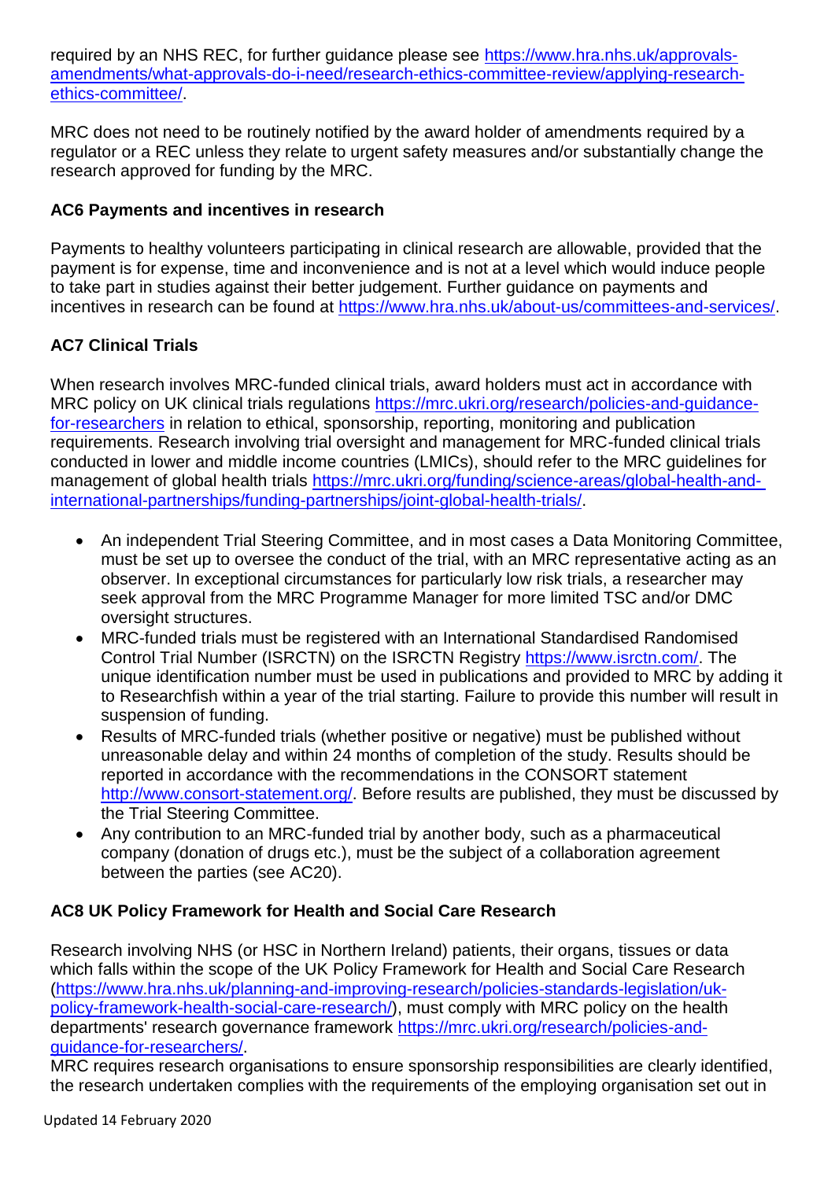required by an NHS REC, for further guidance please see https://www.hra.nhs.uk/approvals-amendments/what-approvals-do-i-need/research-ethics-committee-review/applying-research-ethics-committee/.

MRC does not need to be routinely notified by the award holder of amendments required by a regulator or a REC unless they relate to urgent safety measures and/or substantially change the research approved for funding by the MRC.

### AC6 Payments and incentives in research

Payments to healthy volunteers participating in clinical research are allowable, provided that the payment is for expense, time and inconvenience and is not at a level which would induce people to take part in studies against their better judgement. Further guidance on payments and incentives in research can be found at https://www.hra.nhs.uk/about-us/committees-and-services/.

### AC7 Clinical Trials

When research involves MRC-funded clinical trials, award holders must act in accordance with MRC policy on UK clinical trials regulations https://mrc.ukri.org/research/policies-and-guidance-for-researchers in relation to ethical, sponsorship, reporting, monitoring and publication requirements. Research involving trial oversight and management for MRC-funded clinical trials conducted in lower and middle income countries (LMICs), should refer to the MRC guidelines for management of global health trials https://mrc.ukri.org/funding/science-areas/global-health-and-international-partnerships/funding-partnerships/joint-global-health-trials/.

- An independent Trial Steering Committee, and in most cases a Data Monitoring Committee, must be set up to oversee the conduct of the trial, with an MRC representative acting as an observer. In exceptional circumstances for particularly low risk trials, a researcher may seek approval from the MRC Programme Manager for more limited TSC and/or DMC oversight structures.
- MRC-funded trials must be registered with an International Standardised Randomised Control Trial Number (ISRCTN) on the ISRCTN Registry https://www.isrctn.com/. The unique identification number must be used in publications and provided to MRC by adding it to Researchfish within a year of the trial starting. Failure to provide this number will result in suspension of funding.
- Results of MRC-funded trials (whether positive or negative) must be published without unreasonable delay and within 24 months of completion of the study. Results should be reported in accordance with the recommendations in the CONSORT statement http://www.consort-statement.org/. Before results are published, they must be discussed by the Trial Steering Committee.
- Any contribution to an MRC-funded trial by another body, such as a pharmaceutical company (donation of drugs etc.), must be the subject of a collaboration agreement between the parties (see AC20).

### AC8 UK Policy Framework for Health and Social Care Research

Research involving NHS (or HSC in Northern Ireland) patients, their organs, tissues or data which falls within the scope of the UK Policy Framework for Health and Social Care Research (https://www.hra.nhs.uk/planning-and-improving-research/policies-standards-legislation/uk-policy-framework-health-social-care-research/), must comply with MRC policy on the health departments' research governance framework https://mrc.ukri.org/research/policies-and-guidance-for-researchers/.
MRC requires research organisations to ensure sponsorship responsibilities are clearly identified, the research undertaken complies with the requirements of the employing organisation set out in

Updated 14 February 2020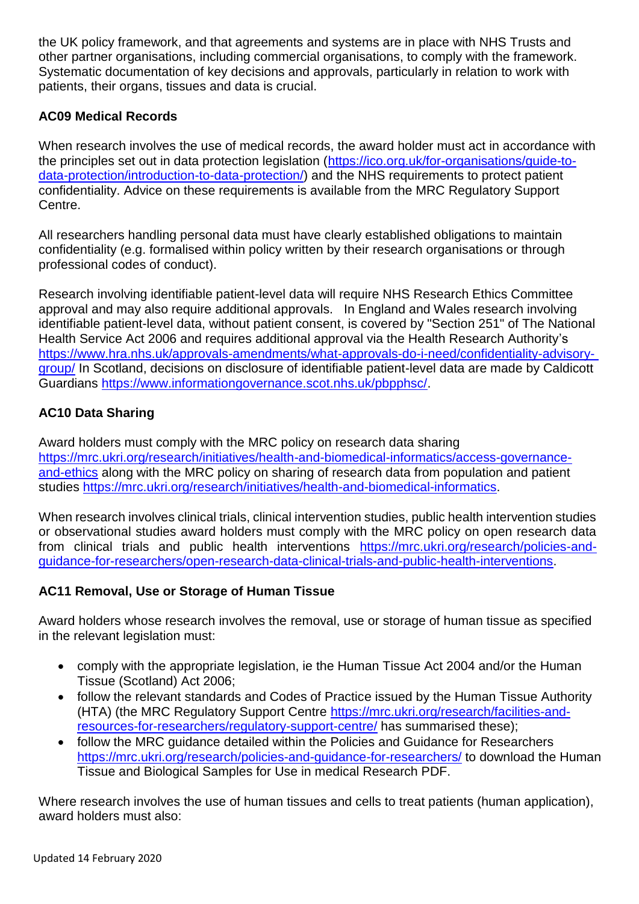the UK policy framework, and that agreements and systems are in place with NHS Trusts and other partner organisations, including commercial organisations, to comply with the framework. Systematic documentation of key decisions and approvals, particularly in relation to work with patients, their organs, tissues and data is crucial.

### AC09 Medical Records

When research involves the use of medical records, the award holder must act in accordance with the principles set out in data protection legislation (https://ico.org.uk/for-organisations/guide-to-data-protection/introduction-to-data-protection/) and the NHS requirements to protect patient confidentiality. Advice on these requirements is available from the MRC Regulatory Support Centre.

All researchers handling personal data must have clearly established obligations to maintain confidentiality (e.g. formalised within policy written by their research organisations or through professional codes of conduct).

Research involving identifiable patient-level data will require NHS Research Ethics Committee approval and may also require additional approvals. In England and Wales research involving identifiable patient-level data, without patient consent, is covered by "Section 251" of The National Health Service Act 2006 and requires additional approval via the Health Research Authority's https://www.hra.nhs.uk/approvals-amendments/what-approvals-do-i-need/confidentiality-advisory-group/ In Scotland, decisions on disclosure of identifiable patient-level data are made by Caldicott Guardians https://www.informationgovernance.scot.nhs.uk/pbpphsc/.

### AC10 Data Sharing

Award holders must comply with the MRC policy on research data sharing https://mrc.ukri.org/research/initiatives/health-and-biomedical-informatics/access-governance-and-ethics along with the MRC policy on sharing of research data from population and patient studies https://mrc.ukri.org/research/initiatives/health-and-biomedical-informatics.

When research involves clinical trials, clinical intervention studies, public health intervention studies or observational studies award holders must comply with the MRC policy on open research data from clinical trials and public health interventions https://mrc.ukri.org/research/policies-and-guidance-for-researchers/open-research-data-clinical-trials-and-public-health-interventions.

### AC11 Removal, Use or Storage of Human Tissue

Award holders whose research involves the removal, use or storage of human tissue as specified in the relevant legislation must:

- comply with the appropriate legislation, ie the Human Tissue Act 2004 and/or the Human Tissue (Scotland) Act 2006;
- follow the relevant standards and Codes of Practice issued by the Human Tissue Authority (HTA) (the MRC Regulatory Support Centre https://mrc.ukri.org/research/facilities-and-resources-for-researchers/regulatory-support-centre/ has summarised these);
- follow the MRC guidance detailed within the Policies and Guidance for Researchers https://mrc.ukri.org/research/policies-and-guidance-for-researchers/ to download the Human Tissue and Biological Samples for Use in medical Research PDF.

Where research involves the use of human tissues and cells to treat patients (human application), award holders must also: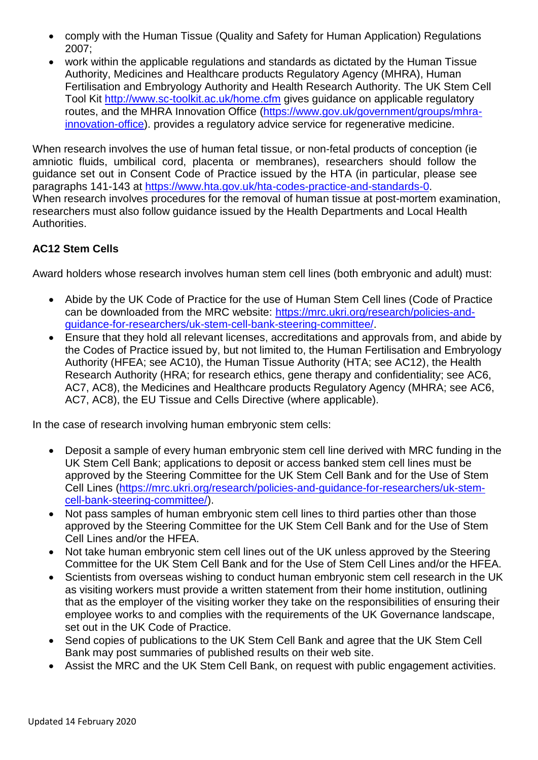- comply with the Human Tissue (Quality and Safety for Human Application) Regulations 2007;
- work within the applicable regulations and standards as dictated by the Human Tissue Authority, Medicines and Healthcare products Regulatory Agency (MHRA), Human Fertilisation and Embryology Authority and Health Research Authority. The UK Stem Cell Tool Kit http://www.sc-toolkit.ac.uk/home.cfm gives guidance on applicable regulatory routes, and the MHRA Innovation Office (https://www.gov.uk/government/groups/mhra-innovation-office). provides a regulatory advice service for regenerative medicine.

When research involves the use of human fetal tissue, or non-fetal products of conception (ie amniotic fluids, umbilical cord, placenta or membranes), researchers should follow the guidance set out in Consent Code of Practice issued by the HTA (in particular, please see paragraphs 141-143 at https://www.hta.gov.uk/hta-codes-practice-and-standards-0.
When research involves procedures for the removal of human tissue at post-mortem examination, researchers must also follow guidance issued by the Health Departments and Local Health Authorities.

**AC12 Stem Cells**

Award holders whose research involves human stem cell lines (both embryonic and adult) must:

- Abide by the UK Code of Practice for the use of Human Stem Cell lines (Code of Practice can be downloaded from the MRC website: https://mrc.ukri.org/research/policies-and-guidance-for-researchers/uk-stem-cell-bank-steering-committee/.
- Ensure that they hold all relevant licenses, accreditations and approvals from, and abide by the Codes of Practice issued by, but not limited to, the Human Fertilisation and Embryology Authority (HFEA; see AC10), the Human Tissue Authority (HTA; see AC12), the Health Research Authority (HRA; for research ethics, gene therapy and confidentiality; see AC6, AC7, AC8), the Medicines and Healthcare products Regulatory Agency (MHRA; see AC6, AC7, AC8), the EU Tissue and Cells Directive (where applicable).

In the case of research involving human embryonic stem cells:

- Deposit a sample of every human embryonic stem cell line derived with MRC funding in the UK Stem Cell Bank; applications to deposit or access banked stem cell lines must be approved by the Steering Committee for the UK Stem Cell Bank and for the Use of Stem Cell Lines (https://mrc.ukri.org/research/policies-and-guidance-for-researchers/uk-stem-cell-bank-steering-committee/).
- Not pass samples of human embryonic stem cell lines to third parties other than those approved by the Steering Committee for the UK Stem Cell Bank and for the Use of Stem Cell Lines and/or the HFEA.
- Not take human embryonic stem cell lines out of the UK unless approved by the Steering Committee for the UK Stem Cell Bank and for the Use of Stem Cell Lines and/or the HFEA.
- Scientists from overseas wishing to conduct human embryonic stem cell research in the UK as visiting workers must provide a written statement from their home institution, outlining that as the employer of the visiting worker they take on the responsibilities of ensuring their employee works to and complies with the requirements of the UK Governance landscape, set out in the UK Code of Practice.
- Send copies of publications to the UK Stem Cell Bank and agree that the UK Stem Cell Bank may post summaries of published results on their web site.
- Assist the MRC and the UK Stem Cell Bank, on request with public engagement activities.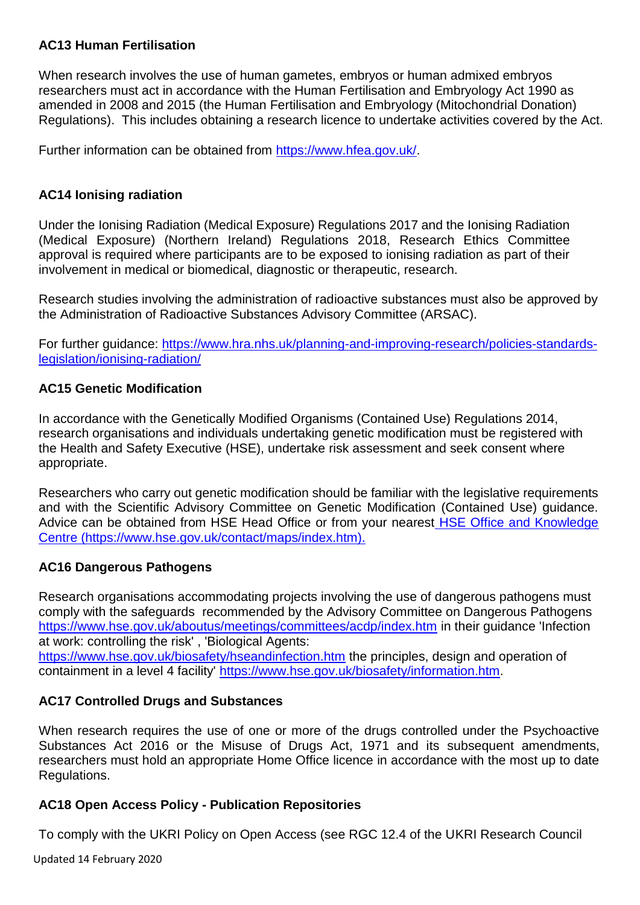### AC13 Human Fertilisation

When research involves the use of human gametes, embryos or human admixed embryos researchers must act in accordance with the Human Fertilisation and Embryology Act 1990 as amended in 2008 and 2015 (the Human Fertilisation and Embryology (Mitochondrial Donation) Regulations). This includes obtaining a research licence to undertake activities covered by the Act.

Further information can be obtained from https://www.hfea.gov.uk/.

### AC14 Ionising radiation

Under the Ionising Radiation (Medical Exposure) Regulations 2017 and the Ionising Radiation (Medical Exposure) (Northern Ireland) Regulations 2018, Research Ethics Committee approval is required where participants are to be exposed to ionising radiation as part of their involvement in medical or biomedical, diagnostic or therapeutic, research.

Research studies involving the administration of radioactive substances must also be approved by the Administration of Radioactive Substances Advisory Committee (ARSAC).

For further guidance: https://www.hra.nhs.uk/planning-and-improving-research/policies-standards-legislation/ionising-radiation/

### AC15 Genetic Modification

In accordance with the Genetically Modified Organisms (Contained Use) Regulations 2014, research organisations and individuals undertaking genetic modification must be registered with the Health and Safety Executive (HSE), undertake risk assessment and seek consent where appropriate.

Researchers who carry out genetic modification should be familiar with the legislative requirements and with the Scientific Advisory Committee on Genetic Modification (Contained Use) guidance. Advice can be obtained from HSE Head Office or from your nearest HSE Office and Knowledge Centre (https://www.hse.gov.uk/contact/maps/index.htm).

### AC16 Dangerous Pathogens

Research organisations accommodating projects involving the use of dangerous pathogens must comply with the safeguards recommended by the Advisory Committee on Dangerous Pathogens https://www.hse.gov.uk/aboutus/meetings/committees/acdp/index.htm in their guidance 'Infection at work: controlling the risk' , 'Biological Agents: https://www.hse.gov.uk/biosafety/hseandinfection.htm the principles, design and operation of containment in a level 4 facility' https://www.hse.gov.uk/biosafety/information.htm.

### AC17 Controlled Drugs and Substances

When research requires the use of one or more of the drugs controlled under the Psychoactive Substances Act 2016 or the Misuse of Drugs Act, 1971 and its subsequent amendments, researchers must hold an appropriate Home Office licence in accordance with the most up to date Regulations.

### AC18 Open Access Policy - Publication Repositories

To comply with the UKRI Policy on Open Access (see RGC 12.4 of the UKRI Research Council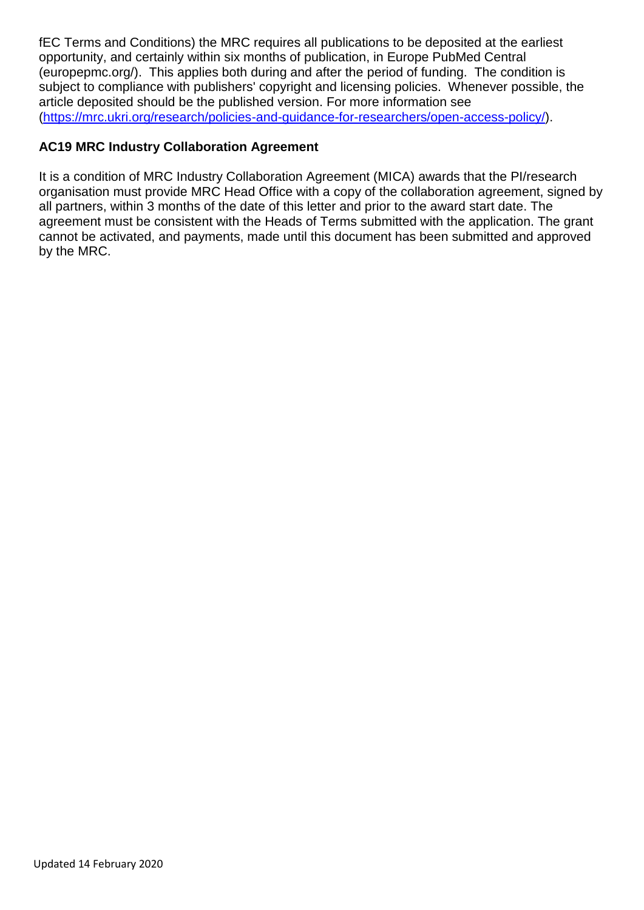fEC Terms and Conditions) the MRC requires all publications to be deposited at the earliest opportunity, and certainly within six months of publication, in Europe PubMed Central (europepmc.org/). This applies both during and after the period of funding. The condition is subject to compliance with publishers' copyright and licensing policies. Whenever possible, the article deposited should be the published version. For more information see (https://mrc.ukri.org/research/policies-and-guidance-for-researchers/open-access-policy/).

**AC19 MRC Industry Collaboration Agreement**

It is a condition of MRC Industry Collaboration Agreement (MICA) awards that the PI/research organisation must provide MRC Head Office with a copy of the collaboration agreement, signed by all partners, within 3 months of the date of this letter and prior to the award start date. The agreement must be consistent with the Heads of Terms submitted with the application. The grant cannot be activated, and payments, made until this document has been submitted and approved by the MRC.